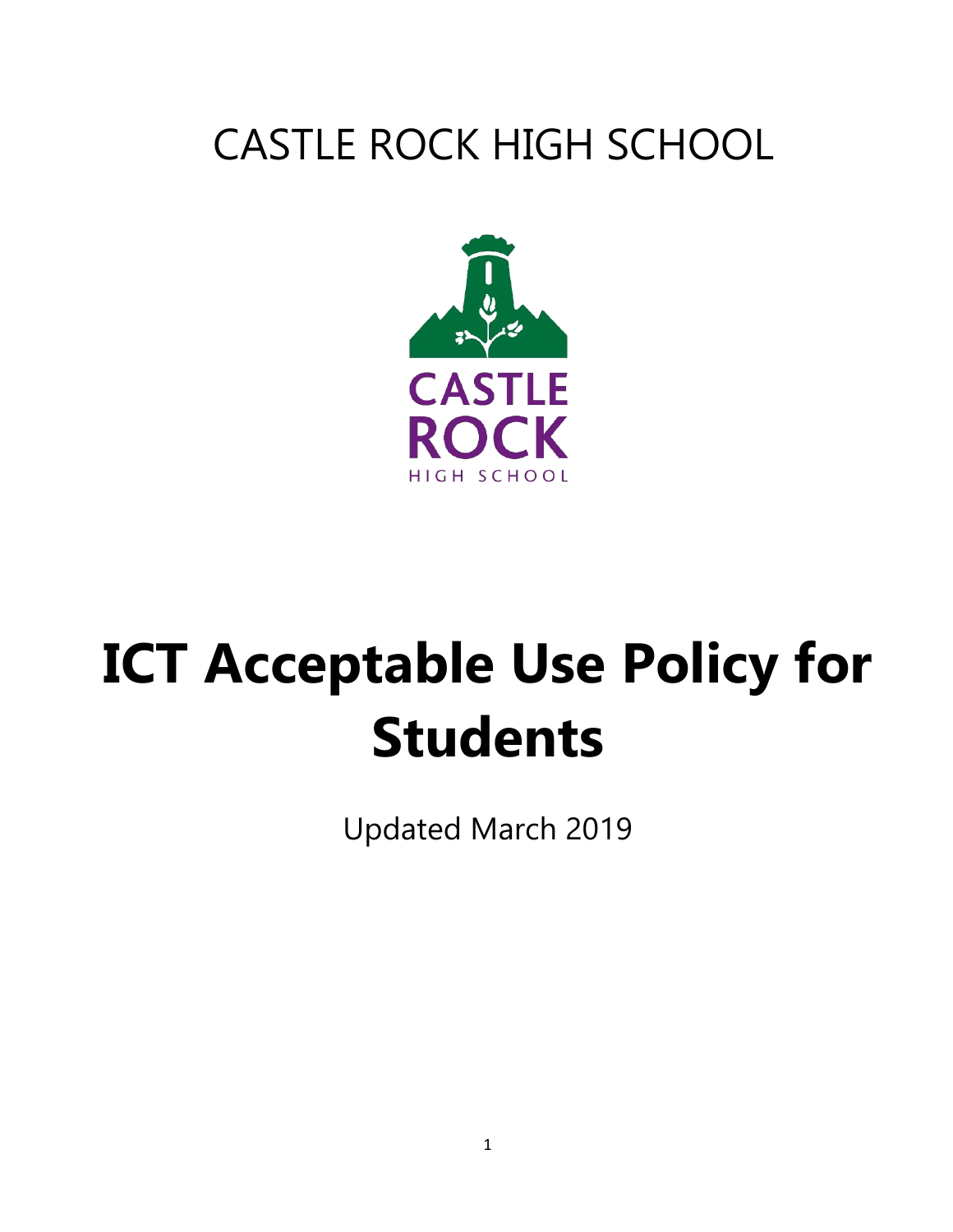CASTLE ROCK HIGH SCHOOL

CASTLE ROCK

HIGH SCHOOL

# ICT Acceptable Use Policy for Students

Updated March 2019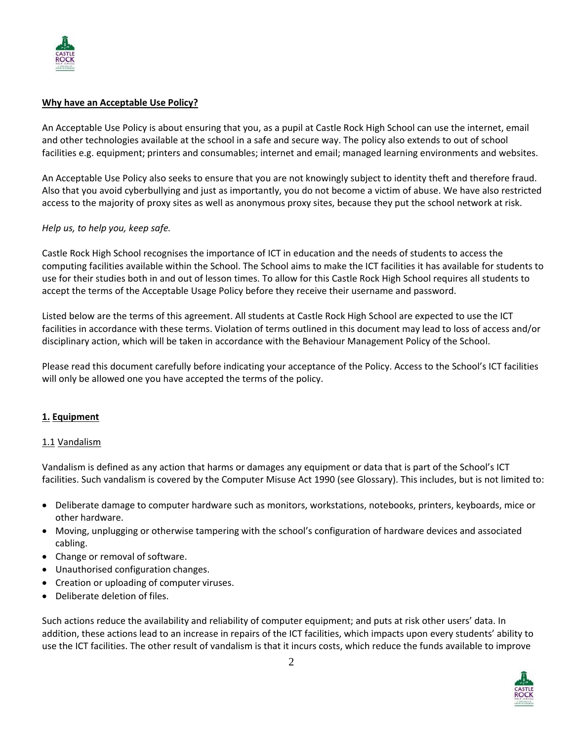**Why have an Acceptable Use Policy?**

An Acceptable Use Policy is about ensuring that you, as a pupil at Castle Rock High School can use the internet, email and other technologies available at the school in a safe and secure way. The policy also extends to out of school facilities e.g. equipment; printers and consumables; internet and email; managed learning environments and websites.

An Acceptable Use Policy also seeks to ensure that you are not knowingly subject to identity theft and therefore fraud. Also that you avoid cyberbullying and just as importantly, you do not become a victim of abuse. We have also restricted access to the majority of proxy sites as well as anonymous proxy sites, because they put the school network at risk.

*Help us, to help you, keep safe.*

Castle Rock High School recognises the importance of ICT in education and the needs of students to access the computing facilities available within the School. The School aims to make the ICT facilities it has available for students to use for their studies both in and out of lesson times. To allow for this Castle Rock High School requires all students to accept the terms of the Acceptable Usage Policy before they receive their username and password.

Listed below are the terms of this agreement. All students at Castle Rock High School are expected to use the ICT facilities in accordance with these terms. Violation of terms outlined in this document may lead to loss of access and/or disciplinary action, which will be taken in accordance with the Behaviour Management Policy of the School.

Please read this document carefully before indicating your acceptance of the Policy. Access to the School's ICT facilities will only be allowed one you have accepted the terms of the policy.

## 1. Equipment

### 1.1 Vandalism

Vandalism is defined as any action that harms or damages any equipment or data that is part of the School's ICT facilities. Such vandalism is covered by the Computer Misuse Act 1990 (see Glossary). This includes, but is not limited to:

- Deliberate damage to computer hardware such as monitors, workstations, notebooks, printers, keyboards, mice or other hardware.
- Moving, unplugging or otherwise tampering with the school's configuration of hardware devices and associated cabling.
- Change or removal of software.
- Unauthorised configuration changes.
- Creation or uploading of computer viruses.
- Deliberate deletion of files.

Such actions reduce the availability and reliability of computer equipment; and puts at risk other users' data. In addition, these actions lead to an increase in repairs of the ICT facilities, which impacts upon every students' ability to use the ICT facilities. The other result of vandalism is that it incurs costs, which reduce the funds available to improve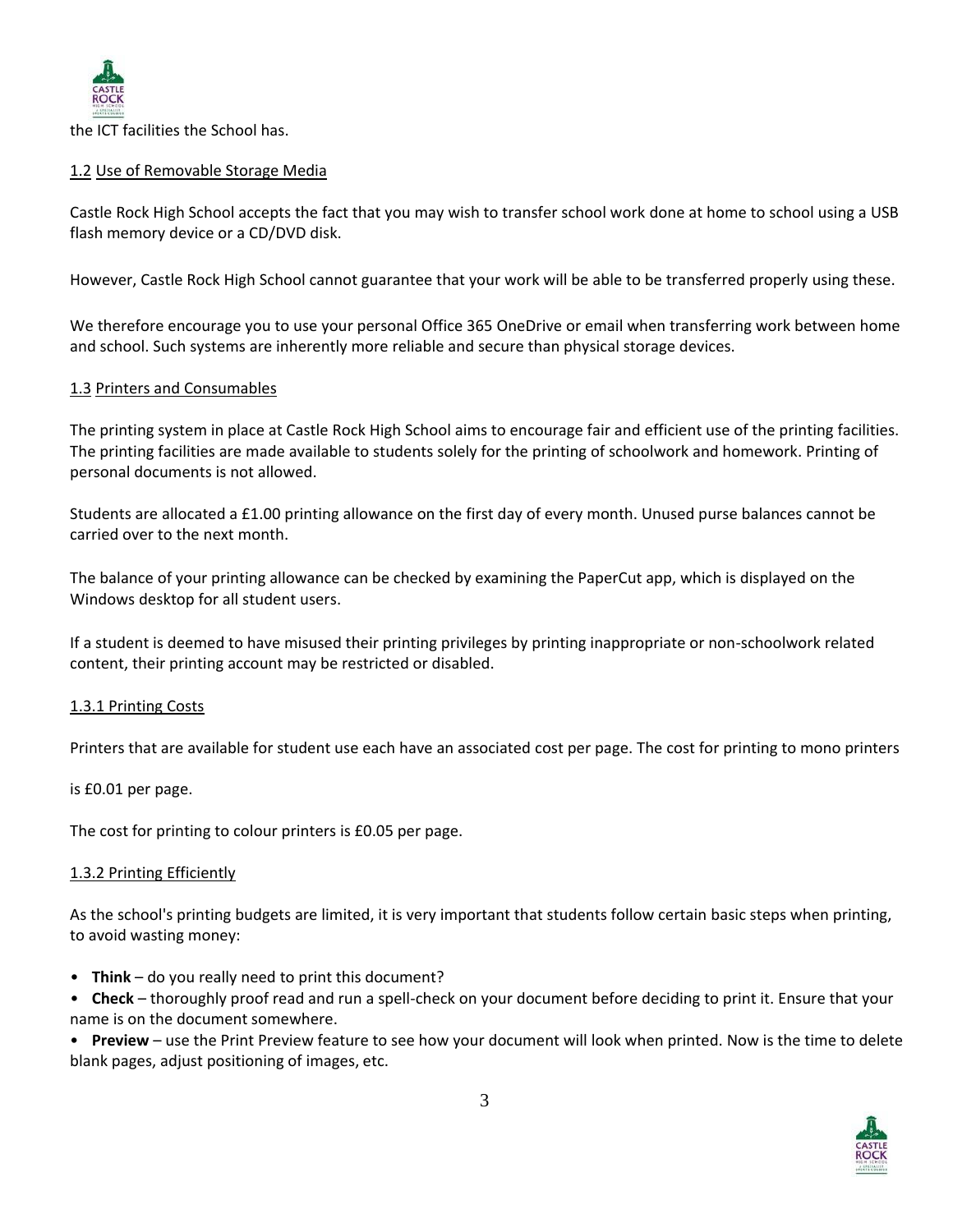the ICT facilities the School has.

### 1.2 Use of Removable Storage Media

Castle Rock High School accepts the fact that you may wish to transfer school work done at home to school using a USB flash memory device or a CD/DVD disk.

However, Castle Rock High School cannot guarantee that your work will be able to be transferred properly using these.

We therefore encourage you to use your personal Office 365 OneDrive or email when transferring work between home and school. Such systems are inherently more reliable and secure than physical storage devices.

### 1.3 Printers and Consumables

The printing system in place at Castle Rock High School aims to encourage fair and efficient use of the printing facilities. The printing facilities are made available to students solely for the printing of schoolwork and homework. Printing of personal documents is not allowed.

Students are allocated a £1.00 printing allowance on the first day of every month. Unused purse balances cannot be carried over to the next month.

The balance of your printing allowance can be checked by examining the PaperCut app, which is displayed on the Windows desktop for all student users.

If a student is deemed to have misused their printing privileges by printing inappropriate or non-schoolwork related content, their printing account may be restricted or disabled.

#### 1.3.1 Printing Costs

Printers that are available for student use each have an associated cost per page. The cost for printing to mono printers is £0.01 per page.

The cost for printing to colour printers is £0.05 per page.

#### 1.3.2 Printing Efficiently

As the school's printing budgets are limited, it is very important that students follow certain basic steps when printing, to avoid wasting money:

- **Think** – do you really need to print this document?
- **Check** – thoroughly proof read and run a spell-check on your document before deciding to print it. Ensure that your name is on the document somewhere.
- **Preview** – use the Print Preview feature to see how your document will look when printed. Now is the time to delete blank pages, adjust positioning of images, etc.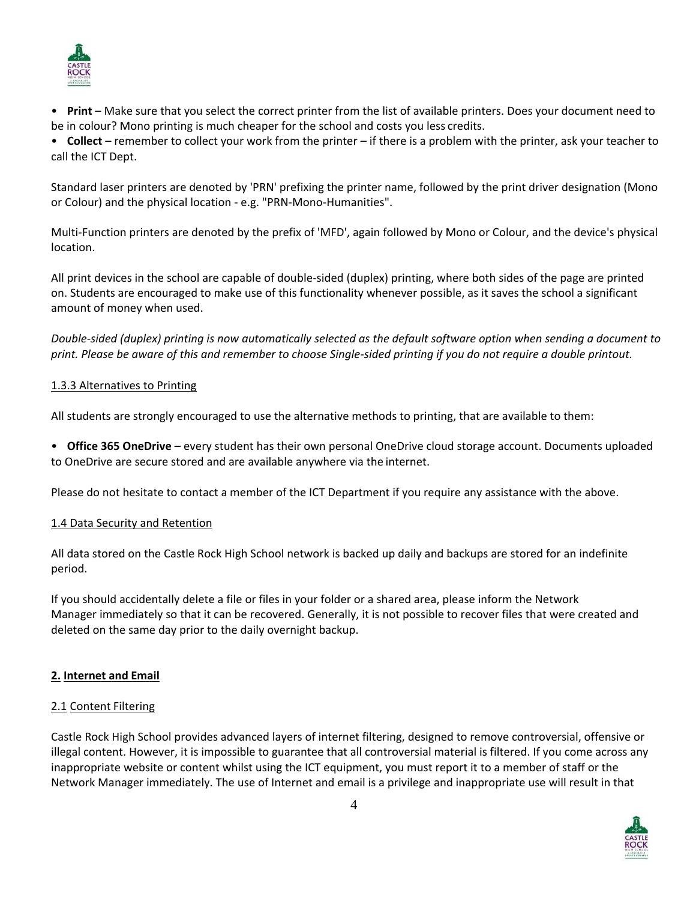- **Print** – Make sure that you select the correct printer from the list of available printers. Does your document need to be in colour? Mono printing is much cheaper for the school and costs you less credits.
- **Collect** – remember to collect your work from the printer – if there is a problem with the printer, ask your teacher to call the ICT Dept.

Standard laser printers are denoted by 'PRN' prefixing the printer name, followed by the print driver designation (Mono or Colour) and the physical location - e.g. "PRN-Mono-Humanities".

Multi-Function printers are denoted by the prefix of 'MFD', again followed by Mono or Colour, and the device's physical location.

All print devices in the school are capable of double-sided (duplex) printing, where both sides of the page are printed on. Students are encouraged to make use of this functionality whenever possible, as it saves the school a significant amount of money when used.

*Double-sided (duplex) printing is now automatically selected as the default software option when sending a document to print. Please be aware of this and remember to choose Single-sided printing if you do not require a double printout.*

### 1.3.3 Alternatives to Printing

All students are strongly encouraged to use the alternative methods to printing, that are available to them:

- **Office 365 OneDrive** – every student has their own personal OneDrive cloud storage account. Documents uploaded to OneDrive are secure stored and are available anywhere via the internet.

Please do not hesitate to contact a member of the ICT Department if you require any assistance with the above.

### 1.4 Data Security and Retention

All data stored on the Castle Rock High School network is backed up daily and backups are stored for an indefinite period.

If you should accidentally delete a file or files in your folder or a shared area, please inform the Network Manager immediately so that it can be recovered. Generally, it is not possible to recover files that were created and deleted on the same day prior to the daily overnight backup.

## 2. Internet and Email

### 2.1 Content Filtering

Castle Rock High School provides advanced layers of internet filtering, designed to remove controversial, offensive or illegal content. However, it is impossible to guarantee that all controversial material is filtered. If you come across any inappropriate website or content whilst using the ICT equipment, you must report it to a member of staff or the Network Manager immediately. The use of Internet and email is a privilege and inappropriate use will result in that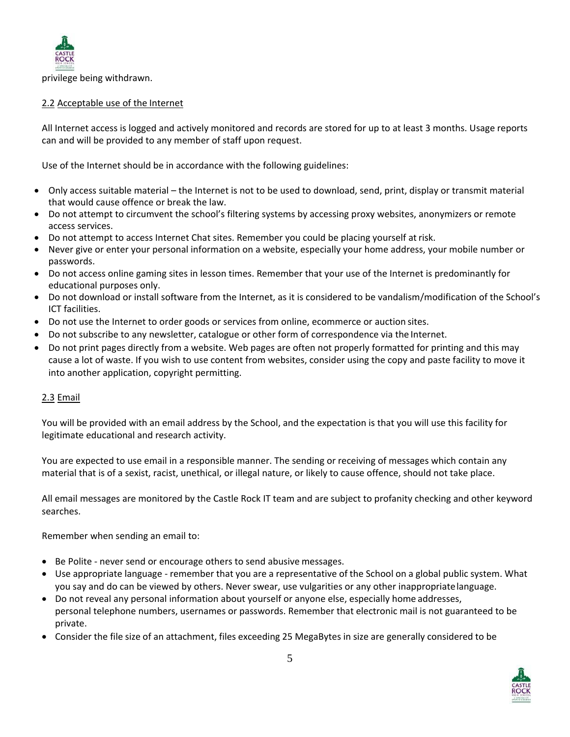privilege being withdrawn.

## 2.2 Acceptable use of the Internet

All Internet access is logged and actively monitored and records are stored for up to at least 3 months. Usage reports can and will be provided to any member of staff upon request.

Use of the Internet should be in accordance with the following guidelines:

- Only access suitable material – the Internet is not to be used to download, send, print, display or transmit material that would cause offence or break the law.
- Do not attempt to circumvent the school's filtering systems by accessing proxy websites, anonymizers or remote access services.
- Do not attempt to access Internet Chat sites. Remember you could be placing yourself at risk.
- Never give or enter your personal information on a website, especially your home address, your mobile number or passwords.
- Do not access online gaming sites in lesson times. Remember that your use of the Internet is predominantly for educational purposes only.
- Do not download or install software from the Internet, as it is considered to be vandalism/modification of the School's ICT facilities.
- Do not use the Internet to order goods or services from online, ecommerce or auction sites.
- Do not subscribe to any newsletter, catalogue or other form of correspondence via the Internet.
- Do not print pages directly from a website. Web pages are often not properly formatted for printing and this may cause a lot of waste. If you wish to use content from websites, consider using the copy and paste facility to move it into another application, copyright permitting.

## 2.3 Email

You will be provided with an email address by the School, and the expectation is that you will use this facility for legitimate educational and research activity.

You are expected to use email in a responsible manner. The sending or receiving of messages which contain any material that is of a sexist, racist, unethical, or illegal nature, or likely to cause offence, should not take place.

All email messages are monitored by the Castle Rock IT team and are subject to profanity checking and other keyword searches.

Remember when sending an email to:

- Be Polite - never send or encourage others to send abusive messages.
- Use appropriate language - remember that you are a representative of the School on a global public system. What you say and do can be viewed by others. Never swear, use vulgarities or any other inappropriate language.
- Do not reveal any personal information about yourself or anyone else, especially home addresses, personal telephone numbers, usernames or passwords. Remember that electronic mail is not guaranteed to be private.
- Consider the file size of an attachment, files exceeding 25 MegaBytes in size are generally considered to be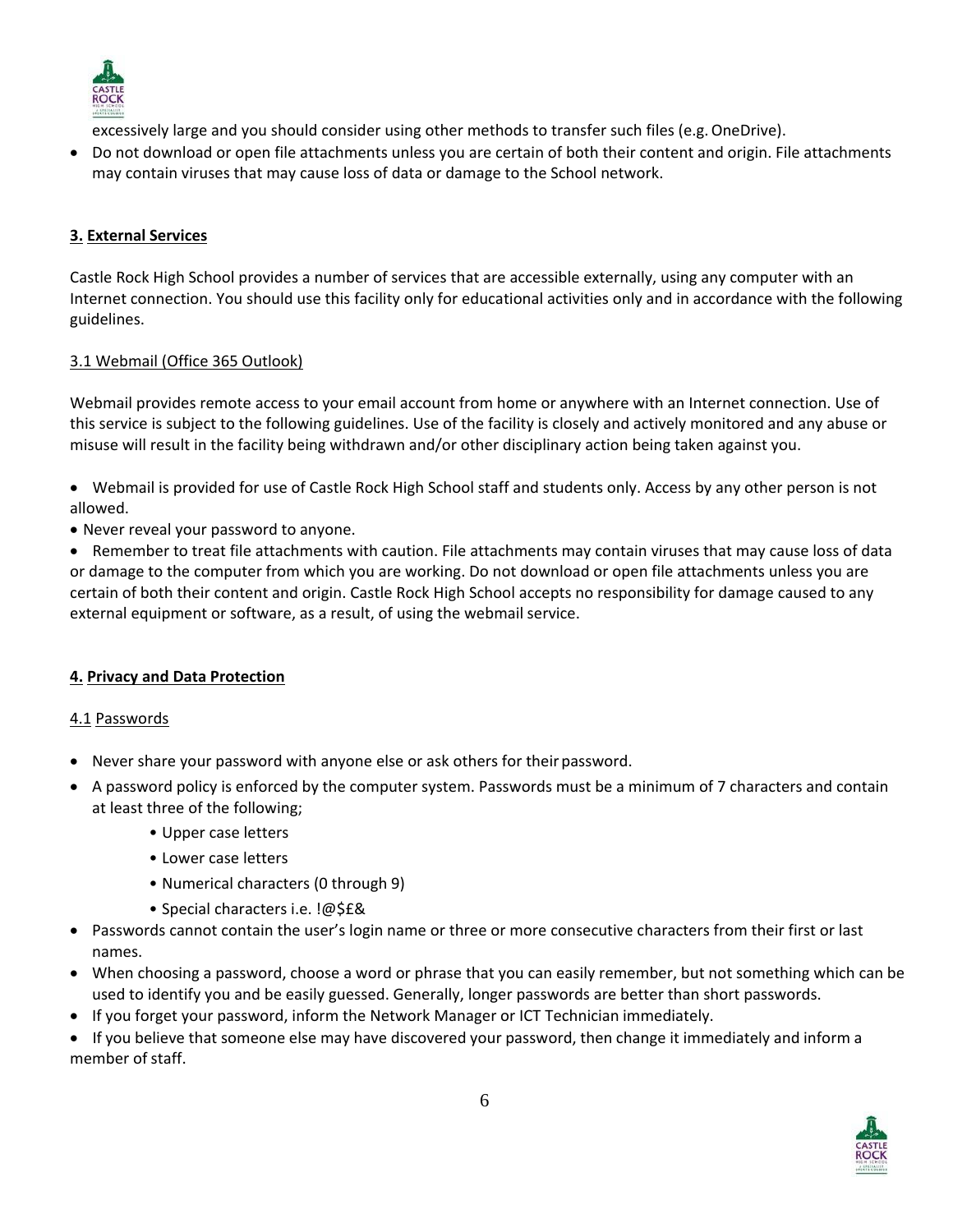excessively large and you should consider using other methods to transfer such files (e.g. OneDrive).

- Do not download or open file attachments unless you are certain of both their content and origin. File attachments may contain viruses that may cause loss of data or damage to the School network.

## 3. External Services

Castle Rock High School provides a number of services that are accessible externally, using any computer with an Internet connection. You should use this facility only for educational activities only and in accordance with the following guidelines.

### 3.1 Webmail (Office 365 Outlook)

Webmail provides remote access to your email account from home or anywhere with an Internet connection. Use of this service is subject to the following guidelines. Use of the facility is closely and actively monitored and any abuse or misuse will result in the facility being withdrawn and/or other disciplinary action being taken against you.

- Webmail is provided for use of Castle Rock High School staff and students only. Access by any other person is not allowed.
- Never reveal your password to anyone.
- Remember to treat file attachments with caution. File attachments may contain viruses that may cause loss of data or damage to the computer from which you are working. Do not download or open file attachments unless you are certain of both their content and origin. Castle Rock High School accepts no responsibility for damage caused to any external equipment or software, as a result, of using the webmail service.

## 4. Privacy and Data Protection

### 4.1 Passwords

- Never share your password with anyone else or ask others for their password.
- A password policy is enforced by the computer system. Passwords must be a minimum of 7 characters and contain at least three of the following;
    - Upper case letters
    - Lower case letters
    - Numerical characters (0 through 9)
    - Special characters i.e. !@$£&
- Passwords cannot contain the user's login name or three or more consecutive characters from their first or last names.
- When choosing a password, choose a word or phrase that you can easily remember, but not something which can be used to identify you and be easily guessed. Generally, longer passwords are better than short passwords.
- If you forget your password, inform the Network Manager or ICT Technician immediately.
- If you believe that someone else may have discovered your password, then change it immediately and inform a member of staff.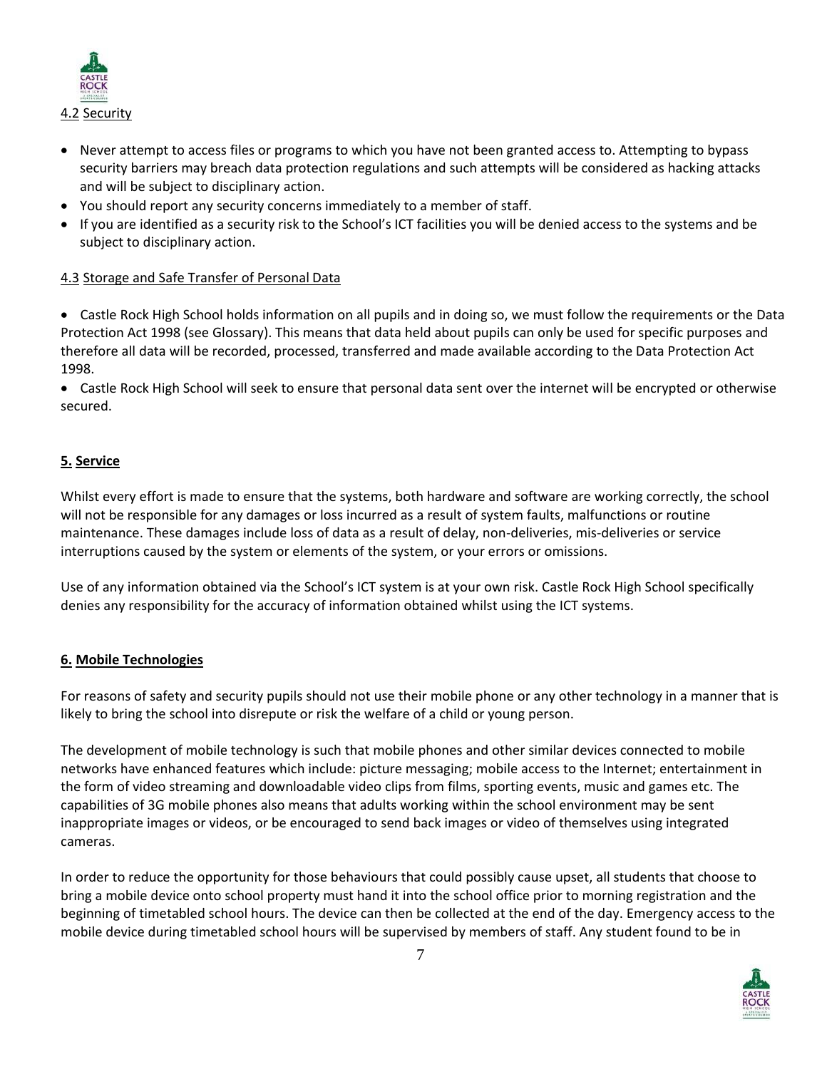### 4.2 Security

- Never attempt to access files or programs to which you have not been granted access to. Attempting to bypass security barriers may breach data protection regulations and such attempts will be considered as hacking attacks and will be subject to disciplinary action.
- You should report any security concerns immediately to a member of staff.
- If you are identified as a security risk to the School's ICT facilities you will be denied access to the systems and be subject to disciplinary action.

### 4.3 Storage and Safe Transfer of Personal Data

- Castle Rock High School holds information on all pupils and in doing so, we must follow the requirements or the Data Protection Act 1998 (see Glossary). This means that data held about pupils can only be used for specific purposes and therefore all data will be recorded, processed, transferred and made available according to the Data Protection Act 1998.
- Castle Rock High School will seek to ensure that personal data sent over the internet will be encrypted or otherwise secured.

## 5. Service

Whilst every effort is made to ensure that the systems, both hardware and software are working correctly, the school will not be responsible for any damages or loss incurred as a result of system faults, malfunctions or routine maintenance. These damages include loss of data as a result of delay, non-deliveries, mis-deliveries or service interruptions caused by the system or elements of the system, or your errors or omissions.

Use of any information obtained via the School's ICT system is at your own risk. Castle Rock High School specifically denies any responsibility for the accuracy of information obtained whilst using the ICT systems.

## 6. Mobile Technologies

For reasons of safety and security pupils should not use their mobile phone or any other technology in a manner that is likely to bring the school into disrepute or risk the welfare of a child or young person.

The development of mobile technology is such that mobile phones and other similar devices connected to mobile networks have enhanced features which include: picture messaging; mobile access to the Internet; entertainment in the form of video streaming and downloadable video clips from films, sporting events, music and games etc. The capabilities of 3G mobile phones also means that adults working within the school environment may be sent inappropriate images or videos, or be encouraged to send back images or video of themselves using integrated cameras.

In order to reduce the opportunity for those behaviours that could possibly cause upset, all students that choose to bring a mobile device onto school property must hand it into the school office prior to morning registration and the beginning of timetabled school hours. The device can then be collected at the end of the day. Emergency access to the mobile device during timetabled school hours will be supervised by members of staff. Any student found to be in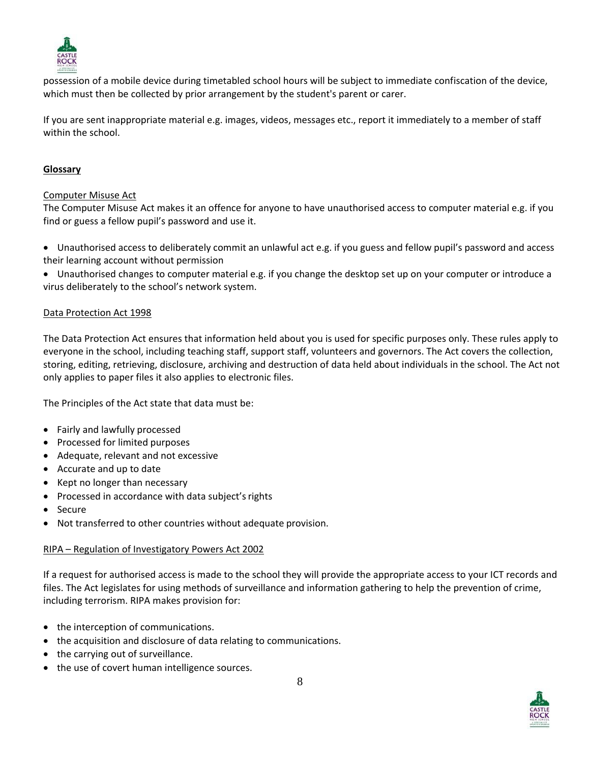possession of a mobile device during timetabled school hours will be subject to immediate confiscation of the device, which must then be collected by prior arrangement by the student's parent or carer.

If you are sent inappropriate material e.g. images, videos, messages etc., report it immediately to a member of staff within the school.

## Glossary

### Computer Misuse Act

The Computer Misuse Act makes it an offence for anyone to have unauthorised access to computer material e.g. if you find or guess a fellow pupil's password and use it.

- Unauthorised access to deliberately commit an unlawful act e.g. if you guess and fellow pupil's password and access their learning account without permission
- Unauthorised changes to computer material e.g. if you change the desktop set up on your computer or introduce a virus deliberately to the school's network system.

### Data Protection Act 1998

The Data Protection Act ensures that information held about you is used for specific purposes only. These rules apply to everyone in the school, including teaching staff, support staff, volunteers and governors. The Act covers the collection, storing, editing, retrieving, disclosure, archiving and destruction of data held about individuals in the school. The Act not only applies to paper files it also applies to electronic files.

The Principles of the Act state that data must be:

- Fairly and lawfully processed
- Processed for limited purposes
- Adequate, relevant and not excessive
- Accurate and up to date
- Kept no longer than necessary
- Processed in accordance with data subject's rights
- Secure
- Not transferred to other countries without adequate provision.

### RIPA – Regulation of Investigatory Powers Act 2002

If a request for authorised access is made to the school they will provide the appropriate access to your ICT records and files. The Act legislates for using methods of surveillance and information gathering to help the prevention of crime, including terrorism. RIPA makes provision for:

- the interception of communications.
- the acquisition and disclosure of data relating to communications.
- the carrying out of surveillance.
- the use of covert human intelligence sources.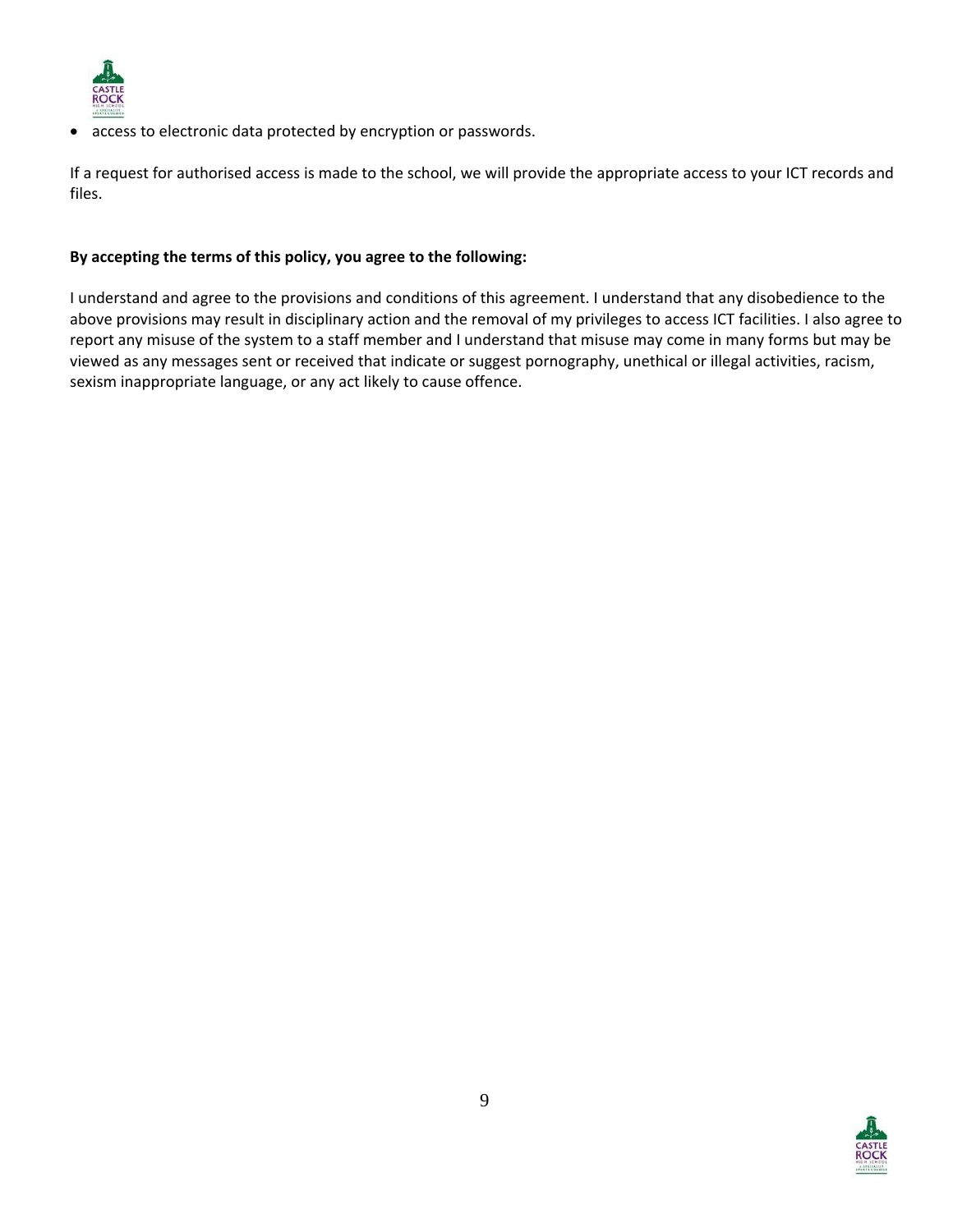- access to electronic data protected by encryption or passwords.

If a request for authorised access is made to the school, we will provide the appropriate access to your ICT records and files.

**By accepting the terms of this policy, you agree to the following:**

I understand and agree to the provisions and conditions of this agreement. I understand that any disobedience to the above provisions may result in disciplinary action and the removal of my privileges to access ICT facilities. I also agree to report any misuse of the system to a staff member and I understand that misuse may come in many forms but may be viewed as any messages sent or received that indicate or suggest pornography, unethical or illegal activities, racism, sexism inappropriate language, or any act likely to cause offence.